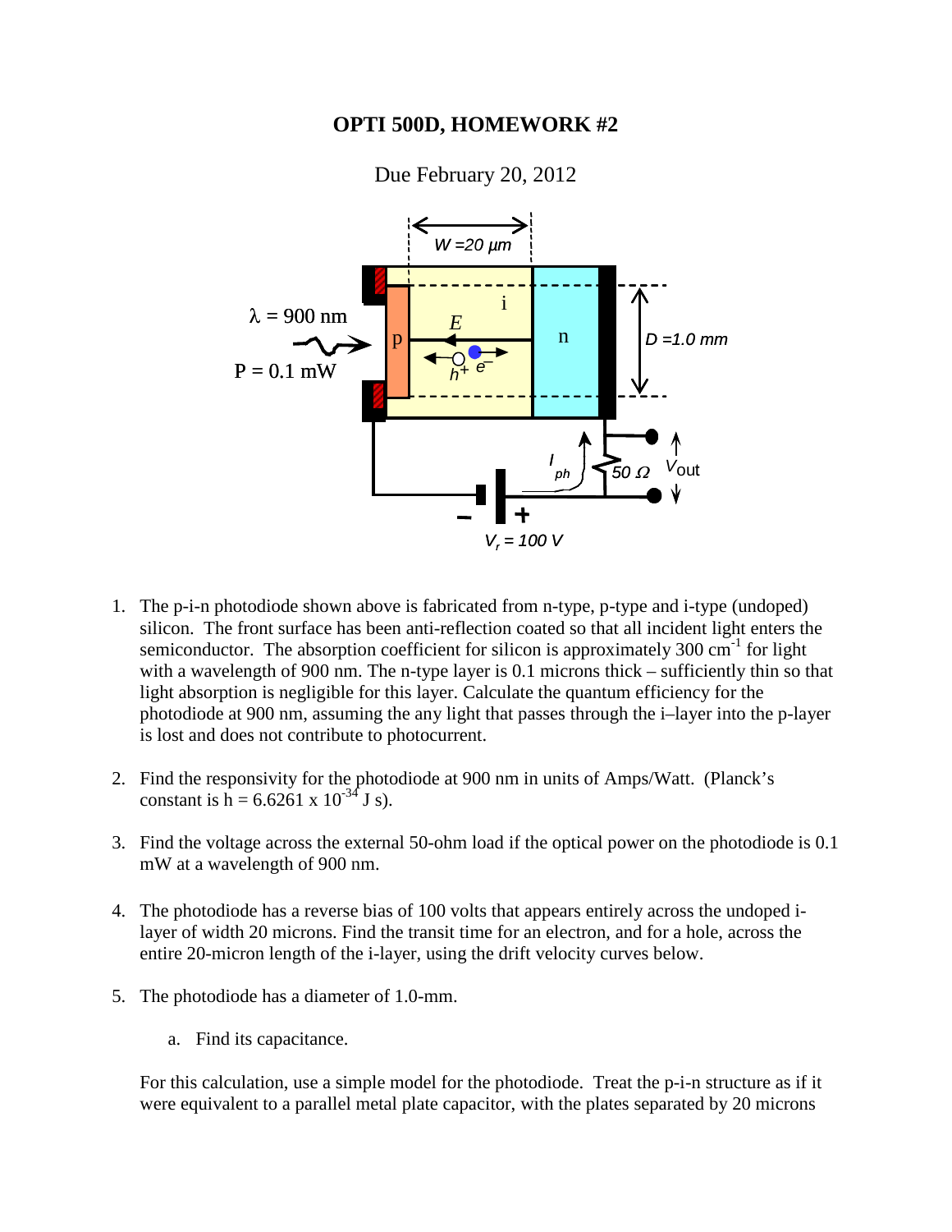# OPTI 500D, HOMEWORK #2

Due February 20, 2012

1. The p-i-n photodiode shown above is fabricated from n-type, p-type and i-type (undoped) silicon. The front surface has been anti-reflection coated so that all incident light enters the semiconductor. The absorption coefficient for silicon is approximately 300 $cm^{-1}$ for light with a wavelength of 900 nm. The n-type layer is 0.1 microns thick – sufficiently thin so that light absorption is negligible for this layer. Calculate the quantum efficiency for the photodiode at 900 nm, assuming the any light that passes through the i–layer into the p-layer is lost and does not contribute to photocurrent.

2. Find the responsivity for the photodiode at 900 nm in units of Amps/Watt. (Planck's constant is $h = 6.6261 \times 10^{-34}$ J s).

3. Find the voltage across the external 50-ohm load if the optical power on the photodiode is 0.1 mW at a wavelength of 900 nm.

4. The photodiode has a reverse bias of 100 volts that appears entirely across the undoped i-layer of width 20 microns. Find the transit time for an electron, and for a hole, across the entire 20-micron length of the i-layer, using the drift velocity curves below.

5. The photodiode has a diameter of 1.0-mm.

   a. Find its capacitance.

For this calculation, use a simple model for the photodiode. Treat the p-i-n structure as if it were equivalent to a parallel metal plate capacitor, with the plates separated by 20 microns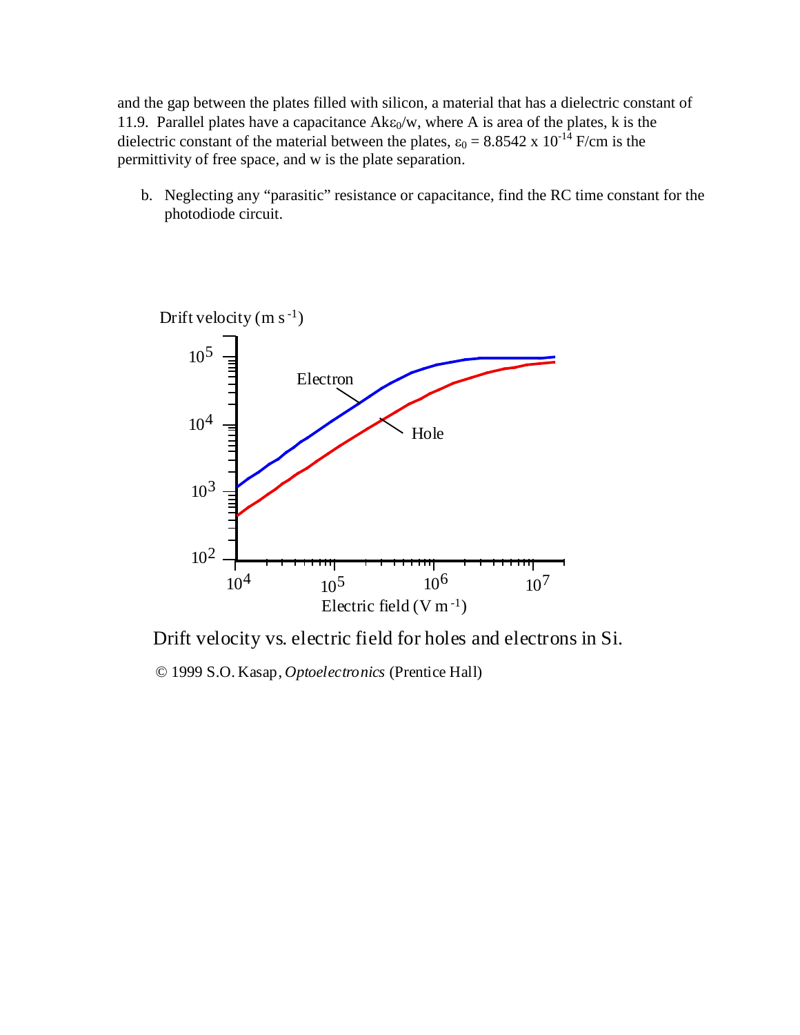and the gap between the plates filled with silicon, a material that has a dielectric constant of 11.9. Parallel plates have a capacitance $Ak\varepsilon_0/w$, where A is area of the plates, k is the dielectric constant of the material between the plates, $\varepsilon_0 = 8.8542 \times 10^{-14}$ F/cm is the permittivity of free space, and w is the plate separation.

b. Neglecting any "parasitic" resistance or capacitance, find the RC time constant for the photodiode circuit.

Drift velocity (m s$^{-1}$)

$10^5$

$10^4$

$10^3$

$10^2$

Electron

Hole

$10^4$

$10^5$

$10^6$

$10^7$

Electric field (V m$^{-1}$)

Drift velocity vs. electric field for holes and electrons in Si.

© 1999 S.O. Kasap, *Optoelectronics* (Prentice Hall)